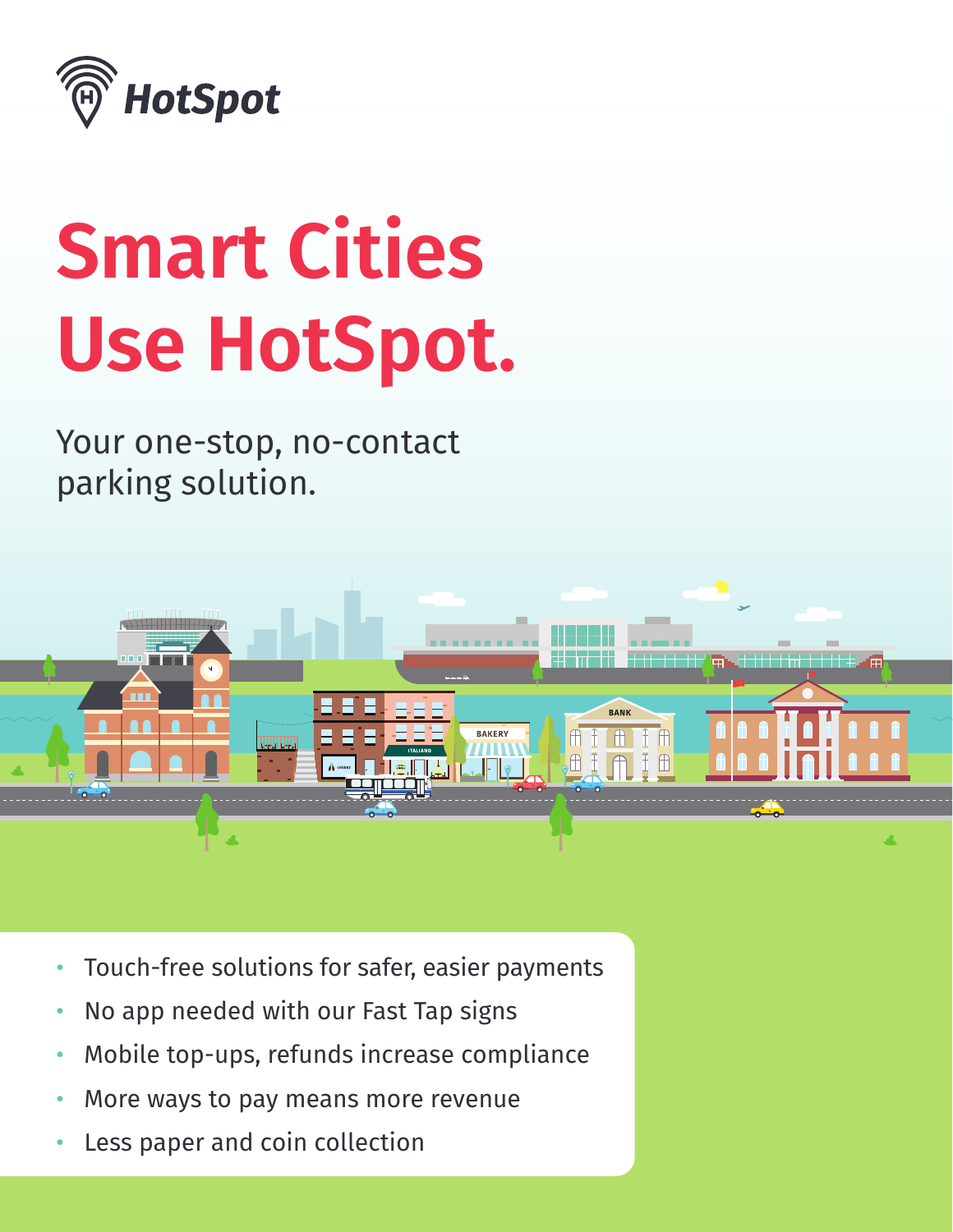HotSpot

# Smart Cities Use HotSpot.

Your one-stop, no-contact parking solution.

- Touch-free solutions for safer, easier payments
- No app needed with our Fast Tap signs
- Mobile top-ups, refunds increase compliance
- More ways to pay means more revenue
- Less paper and coin collection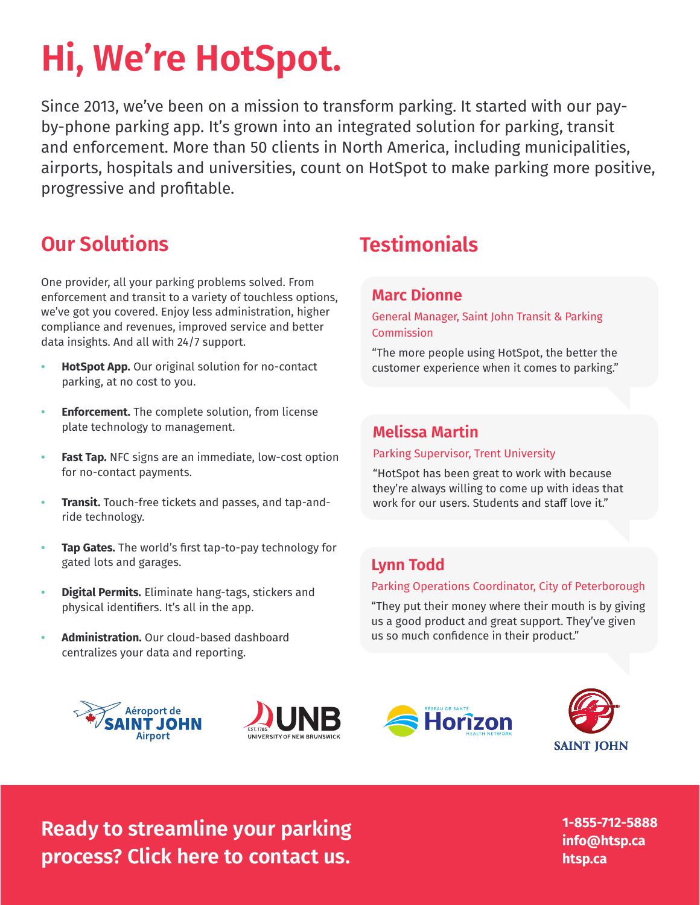# Hi, We're HotSpot.

Since 2013, we've been on a mission to transform parking. It started with our pay-by-phone parking app. It's grown into an integrated solution for parking, transit and enforcement. More than 50 clients in North America, including municipalities, airports, hospitals and universities, count on HotSpot to make parking more positive, progressive and profitable.

## Our Solutions

One provider, all your parking problems solved. From enforcement and transit to a variety of touchless options, we've got you covered. Enjoy less administration, higher compliance and revenues, improved service and better data insights. And all with 24/7 support.

- **HotSpot App.** Our original solution for no-contact parking, at no cost to you.
- **Enforcement.** The complete solution, from license plate technology to management.
- **Fast Tap.** NFC signs are an immediate, low-cost option for no-contact payments.
- **Transit.** Touch-free tickets and passes, and tap-and-ride technology.
- **Tap Gates.** The world's first tap-to-pay technology for gated lots and garages.
- **Digital Permits.** Eliminate hang-tags, stickers and physical identifiers. It's all in the app.
- **Administration.** Our cloud-based dashboard centralizes your data and reporting.

## Testimonials

### Marc Dionne

General Manager, Saint John Transit & Parking Commission

"The more people using HotSpot, the better the customer experience when it comes to parking."

### Melissa Martin

Parking Supervisor, Trent University

"HotSpot has been great to work with because they're always willing to come up with ideas that work for our users. Students and staff love it."

### Lynn Todd

Parking Operations Coordinator, City of Peterborough

"They put their money where their mouth is by giving us a good product and great support. They've given us so much confidence in their product."

Aéroport de SAINT JOHN Airport

EST. 1785 UNB UNIVERSITY OF NEW BRUNSWICK

RÉSEAU DE SANTÉ Horizon HEALTH NETWORK

SAINT JOHN

**Ready to streamline your parking process? Click here to contact us.**

**1-855-712-5888**
**info@htsp.ca**
**htsp.ca**